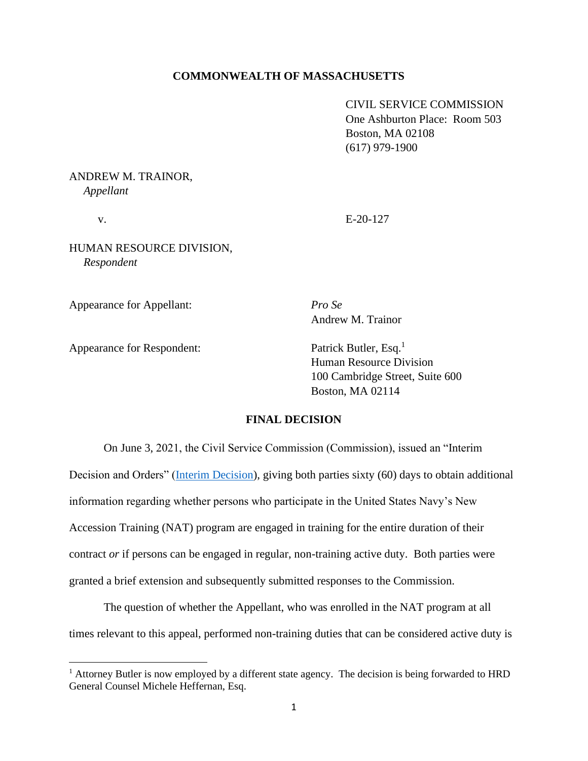**COMMONWEALTH OF MASSACHUSETTS**

CIVIL SERVICE COMMISSION
One Ashburton Place: Room 503
Boston, MA 02108
(617) 979-1900

ANDREW M. TRAINOR,
*Appellant*

v. E-20-127

HUMAN RESOURCE DIVISION,
*Respondent*

Appearance for Appellant: *Pro Se*
Andrew M. Trainor

Appearance for Respondent: Patrick Butler, Esq.[1]
Human Resource Division
100 Cambridge Street, Suite 600
Boston, MA 02114

## FINAL DECISION

On June 3, 2021, the Civil Service Commission (Commission), issued an "Interim Decision and Orders" (Interim Decision), giving both parties sixty (60) days to obtain additional information regarding whether persons who participate in the United States Navy's New Accession Training (NAT) program are engaged in training for the entire duration of their contract *or* if persons can be engaged in regular, non-training active duty. Both parties were granted a brief extension and subsequently submitted responses to the Commission.

The question of whether the Appellant, who was enrolled in the NAT program at all times relevant to this appeal, performed non-training duties that can be considered active duty is

[1] Attorney Butler is now employed by a different state agency. The decision is being forwarded to HRD General Counsel Michele Heffernan, Esq.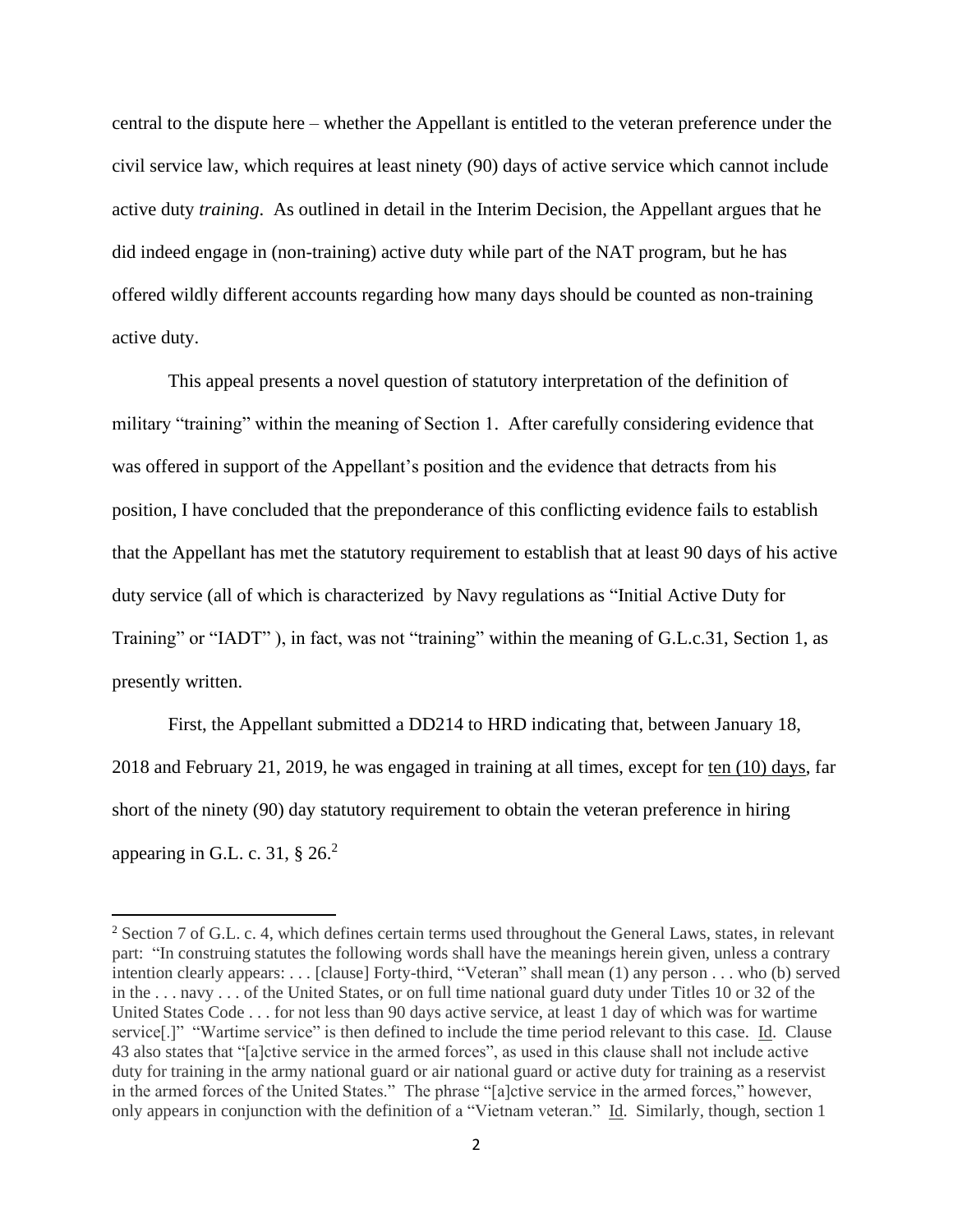central to the dispute here – whether the Appellant is entitled to the veteran preference under the civil service law, which requires at least ninety (90) days of active service which cannot include active duty *training*. As outlined in detail in the Interim Decision, the Appellant argues that he did indeed engage in (non-training) active duty while part of the NAT program, but he has offered wildly different accounts regarding how many days should be counted as non-training active duty.

This appeal presents a novel question of statutory interpretation of the definition of military "training" within the meaning of Section 1. After carefully considering evidence that was offered in support of the Appellant's position and the evidence that detracts from his position, I have concluded that the preponderance of this conflicting evidence fails to establish that the Appellant has met the statutory requirement to establish that at least 90 days of his active duty service (all of which is characterized by Navy regulations as "Initial Active Duty for Training" or "IADT" ), in fact, was not "training" within the meaning of G.L.c.31, Section 1, as presently written.

First, the Appellant submitted a DD214 to HRD indicating that, between January 18, 2018 and February 21, 2019, he was engaged in training at all times, except for <u>ten (10) days</u>, far short of the ninety (90) day statutory requirement to obtain the veteran preference in hiring appearing in G.L. c. 31, § 26.[2]

---

[2] Section 7 of G.L. c. 4, which defines certain terms used throughout the General Laws, states, in relevant part: "In construing statutes the following words shall have the meanings herein given, unless a contrary intention clearly appears: . . . [clause] Forty-third, "Veteran" shall mean (1) any person . . . who (b) served in the . . . navy . . . of the United States, or on full time national guard duty under Titles 10 or 32 of the United States Code . . . for not less than 90 days active service, at least 1 day of which was for wartime service[.]" "Wartime service" is then defined to include the time period relevant to this case. <u>Id</u>. Clause 43 also states that "[a]ctive service in the armed forces", as used in this clause shall not include active duty for training in the army national guard or air national guard or active duty for training as a reservist in the armed forces of the United States." The phrase "[a]ctive service in the armed forces," however, only appears in conjunction with the definition of a "Vietnam veteran." <u>Id</u>. Similarly, though, section 1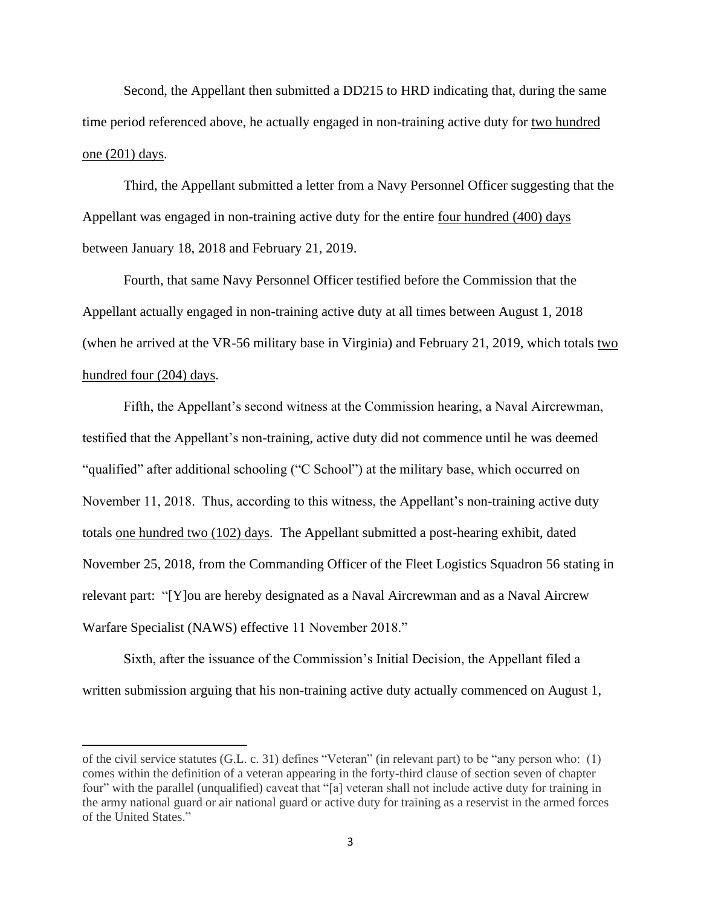Second, the Appellant then submitted a DD215 to HRD indicating that, during the same time period referenced above, he actually engaged in non-training active duty for two hundred one (201) days.

Third, the Appellant submitted a letter from a Navy Personnel Officer suggesting that the Appellant was engaged in non-training active duty for the entire four hundred (400) days between January 18, 2018 and February 21, 2019.

Fourth, that same Navy Personnel Officer testified before the Commission that the Appellant actually engaged in non-training active duty at all times between August 1, 2018 (when he arrived at the VR-56 military base in Virginia) and February 21, 2019, which totals two hundred four (204) days.

Fifth, the Appellant's second witness at the Commission hearing, a Naval Aircrewman, testified that the Appellant's non-training, active duty did not commence until he was deemed "qualified" after additional schooling ("C School") at the military base, which occurred on November 11, 2018. Thus, according to this witness, the Appellant's non-training active duty totals one hundred two (102) days. The Appellant submitted a post-hearing exhibit, dated November 25, 2018, from the Commanding Officer of the Fleet Logistics Squadron 56 stating in relevant part: "[Y]ou are hereby designated as a Naval Aircrewman and as a Naval Aircrew Warfare Specialist (NAWS) effective 11 November 2018."

Sixth, after the issuance of the Commission's Initial Decision, the Appellant filed a written submission arguing that his non-training active duty actually commenced on August 1,

---

of the civil service statutes (G.L. c. 31) defines "Veteran" (in relevant part) to be "any person who: (1) comes within the definition of a veteran appearing in the forty-third clause of section seven of chapter four" with the parallel (unqualified) caveat that "[a] veteran shall not include active duty for training in the army national guard or air national guard or active duty for training as a reservist in the armed forces of the United States."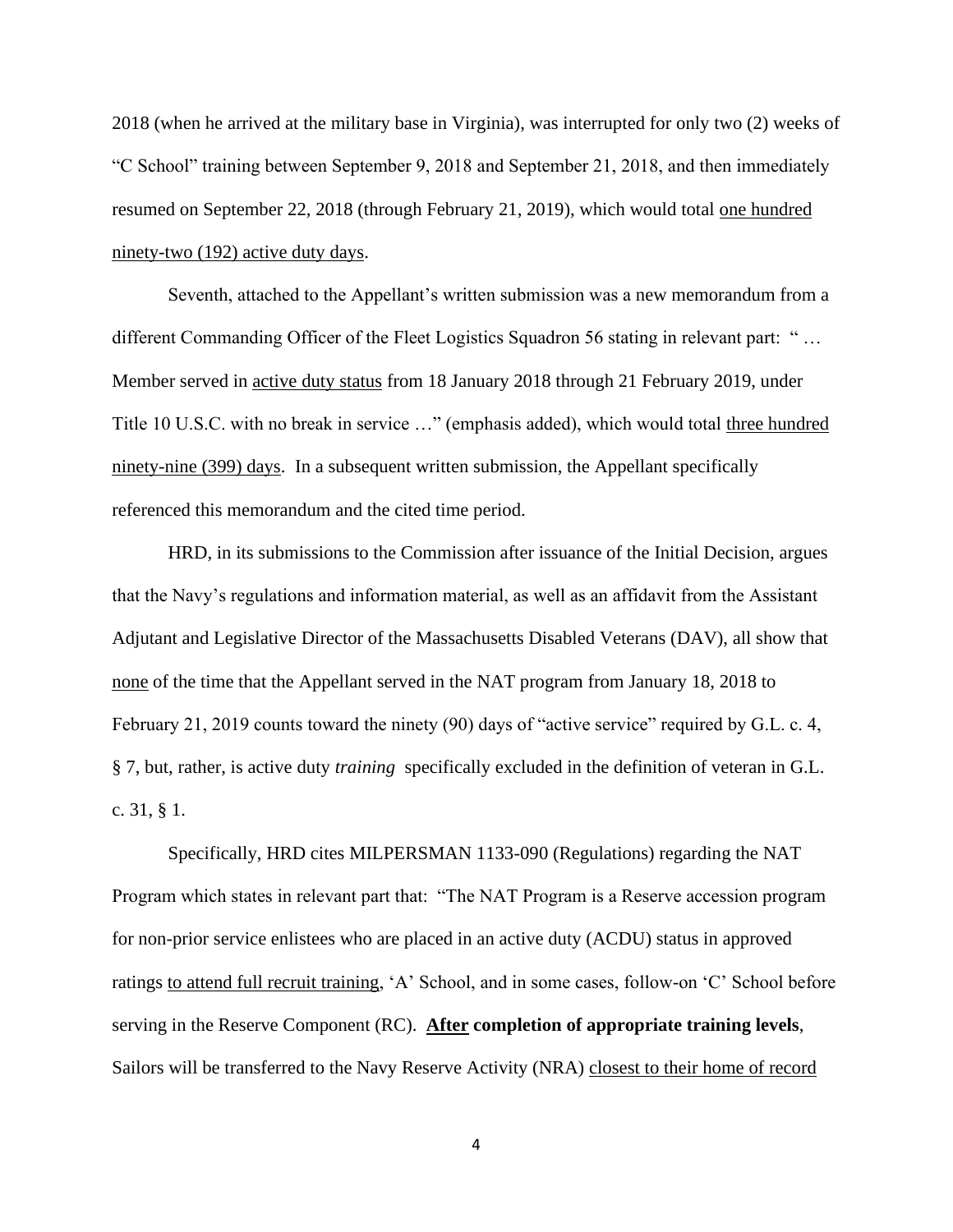2018 (when he arrived at the military base in Virginia), was interrupted for only two (2) weeks of "C School" training between September 9, 2018 and September 21, 2018, and then immediately resumed on September 22, 2018 (through February 21, 2019), which would total <u>one hundred ninety-two (192) active duty days</u>.

Seventh, attached to the Appellant's written submission was a new memorandum from a different Commanding Officer of the Fleet Logistics Squadron 56 stating in relevant part: " … Member served in <u>active duty status</u> from 18 January 2018 through 21 February 2019, under Title 10 U.S.C. with no break in service …" (emphasis added), which would total <u>three hundred ninety-nine (399) days</u>. In a subsequent written submission, the Appellant specifically referenced this memorandum and the cited time period.

HRD, in its submissions to the Commission after issuance of the Initial Decision, argues that the Navy's regulations and information material, as well as an affidavit from the Assistant Adjutant and Legislative Director of the Massachusetts Disabled Veterans (DAV), all show that <u>none</u> of the time that the Appellant served in the NAT program from January 18, 2018 to February 21, 2019 counts toward the ninety (90) days of "active service" required by G.L. c. 4, § 7, but, rather, is active duty *training* specifically excluded in the definition of veteran in G.L. c. 31, § 1.

Specifically, HRD cites MILPERSMAN 1133-090 (Regulations) regarding the NAT Program which states in relevant part that: "The NAT Program is a Reserve accession program for non-prior service enlistees who are placed in an active duty (ACDU) status in approved ratings <u>to attend full recruit training</u>, 'A' School, and in some cases, follow-on 'C' School before serving in the Reserve Component (RC). **<u>After</u> completion of appropriate training levels**, Sailors will be transferred to the Navy Reserve Activity (NRA) <u>closest to their home of record</u>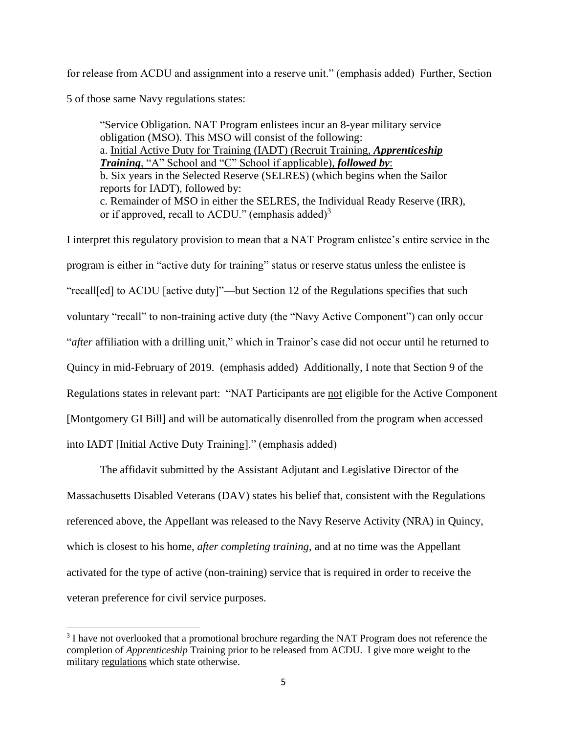for release from ACDU and assignment into a reserve unit." (emphasis added) Further, Section 5 of those same Navy regulations states:

> "Service Obligation. NAT Program enlistees incur an 8-year military service obligation (MSO). This MSO will consist of the following:
> a. <u>Initial Active Duty for Training (IADT) (Recruit Training, ***Apprenticeship Training***, "A" School and "C" School if applicable), ***followed by***:</u>
> b. Six years in the Selected Reserve (SELRES) (which begins when the Sailor reports for IADT), followed by:
> c. Remainder of MSO in either the SELRES, the Individual Ready Reserve (IRR), or if approved, recall to ACDU." (emphasis added)[3]

I interpret this regulatory provision to mean that a NAT Program enlistee's entire service in the program is either in "active duty for training" status or reserve status unless the enlistee is "recall[ed] to ACDU [active duty]"—but Section 12 of the Regulations specifies that such voluntary "recall" to non-training active duty (the "Navy Active Component") can only occur "*after* affiliation with a drilling unit," which in Trainor's case did not occur until he returned to Quincy in mid-February of 2019. (emphasis added) Additionally, I note that Section 9 of the Regulations states in relevant part: "NAT Participants are <u>not</u> eligible for the Active Component [Montgomery GI Bill] and will be automatically disenrolled from the program when accessed into IADT [Initial Active Duty Training]." (emphasis added)

The affidavit submitted by the Assistant Adjutant and Legislative Director of the Massachusetts Disabled Veterans (DAV) states his belief that, consistent with the Regulations referenced above, the Appellant was released to the Navy Reserve Activity (NRA) in Quincy, which is closest to his home, *after completing training*, and at no time was the Appellant activated for the type of active (non-training) service that is required in order to receive the veteran preference for civil service purposes.

---

[3] I have not overlooked that a promotional brochure regarding the NAT Program does not reference the completion of *Apprenticeship* Training prior to be released from ACDU. I give more weight to the military <u>regulations</u> which state otherwise.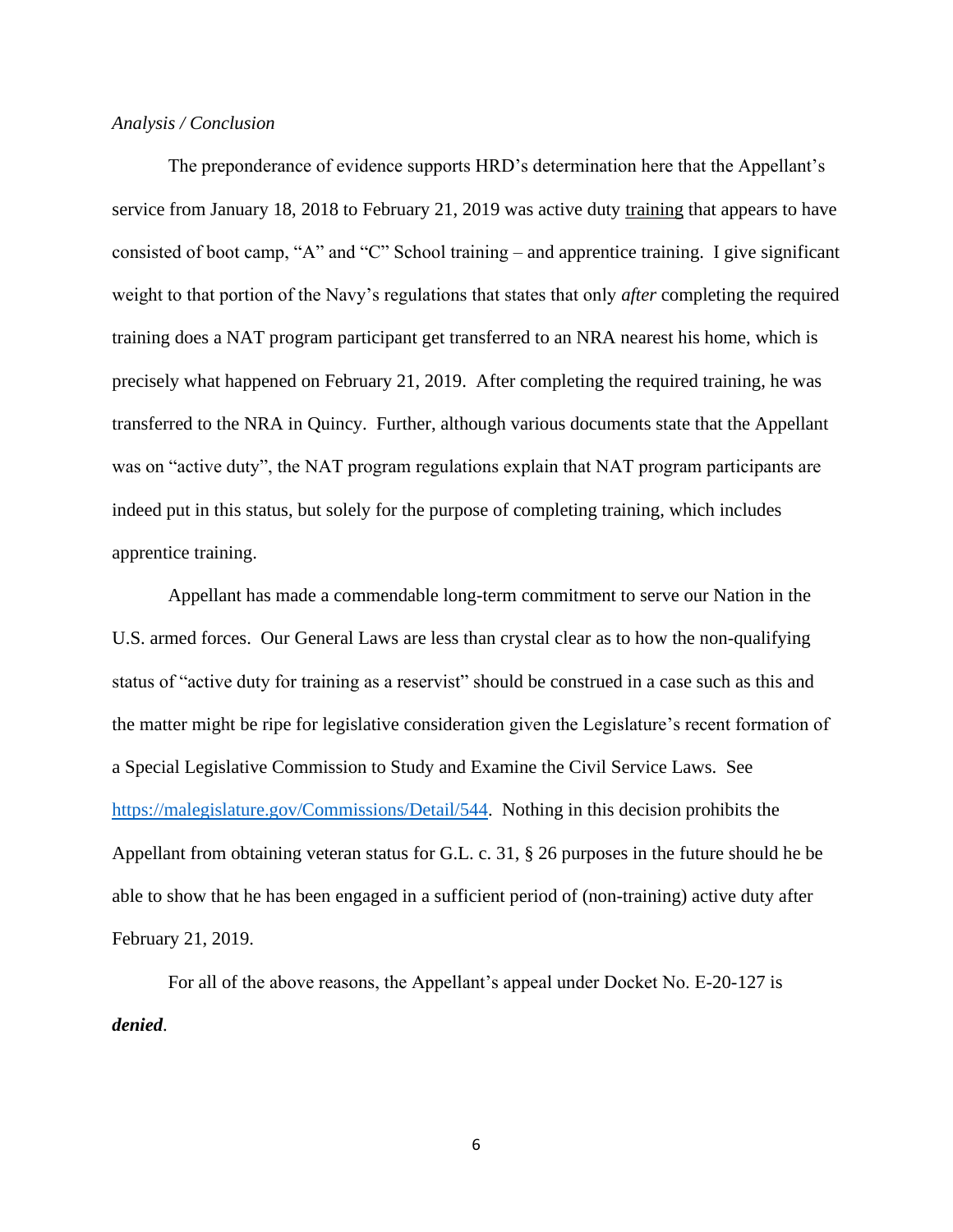*Analysis / Conclusion*

The preponderance of evidence supports HRD's determination here that the Appellant's service from January 18, 2018 to February 21, 2019 was active duty training that appears to have consisted of boot camp, "A" and "C" School training – and apprentice training. I give significant weight to that portion of the Navy's regulations that states that only *after* completing the required training does a NAT program participant get transferred to an NRA nearest his home, which is precisely what happened on February 21, 2019. After completing the required training, he was transferred to the NRA in Quincy. Further, although various documents state that the Appellant was on "active duty", the NAT program regulations explain that NAT program participants are indeed put in this status, but solely for the purpose of completing training, which includes apprentice training.

Appellant has made a commendable long-term commitment to serve our Nation in the U.S. armed forces. Our General Laws are less than crystal clear as to how the non-qualifying status of "active duty for training as a reservist" should be construed in a case such as this and the matter might be ripe for legislative consideration given the Legislature's recent formation of a Special Legislative Commission to Study and Examine the Civil Service Laws. See https://malegislature.gov/Commissions/Detail/544. Nothing in this decision prohibits the Appellant from obtaining veteran status for G.L. c. 31, § 26 purposes in the future should he be able to show that he has been engaged in a sufficient period of (non-training) active duty after February 21, 2019.

For all of the above reasons, the Appellant's appeal under Docket No. E-20-127 is ***denied***.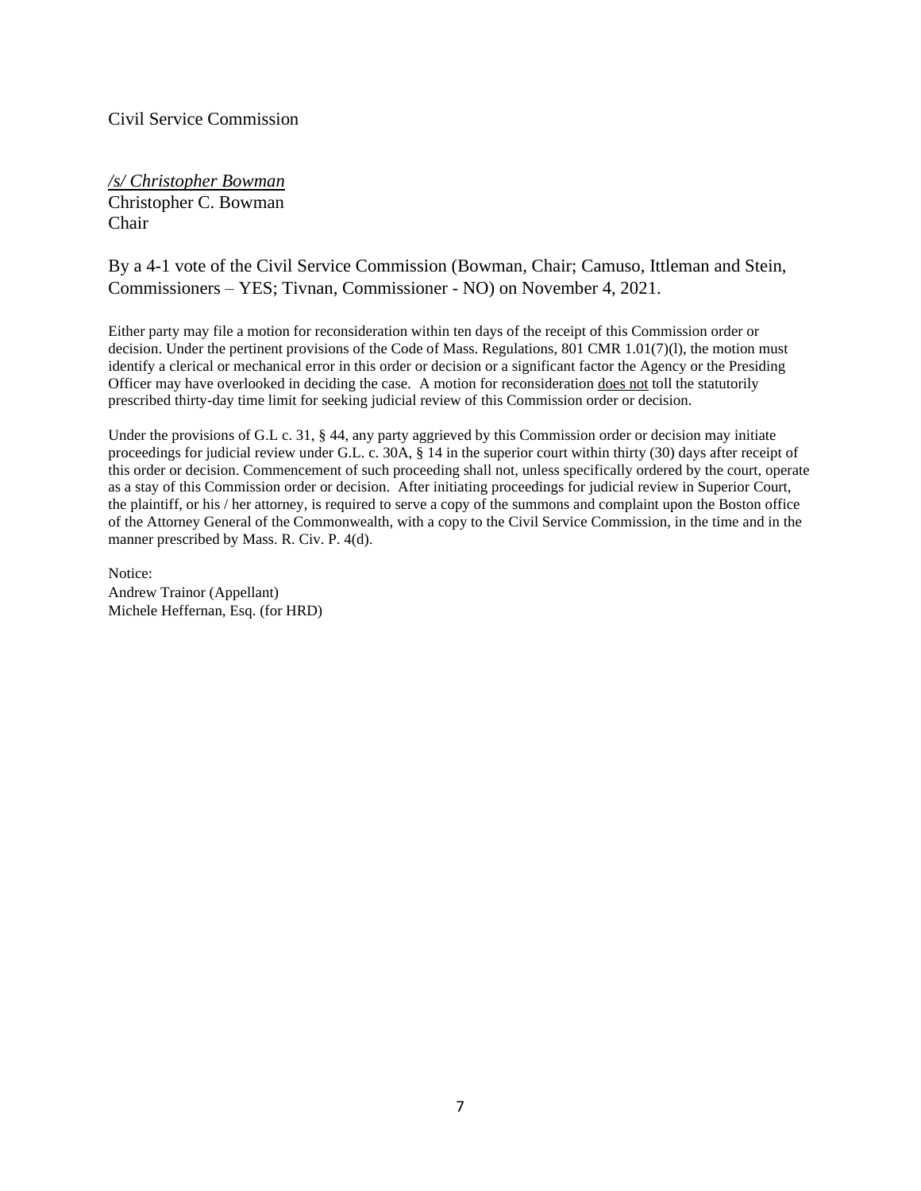Civil Service Commission

*/s/ Christopher Bowman*
Christopher C. Bowman
Chair

By a 4-1 vote of the Civil Service Commission (Bowman, Chair; Camuso, Ittleman and Stein, Commissioners – YES; Tivnan, Commissioner - NO) on November 4, 2021.

Either party may file a motion for reconsideration within ten days of the receipt of this Commission order or decision. Under the pertinent provisions of the Code of Mass. Regulations, 801 CMR 1.01(7)(l), the motion must identify a clerical or mechanical error in this order or decision or a significant factor the Agency or the Presiding Officer may have overlooked in deciding the case. A motion for reconsideration does not toll the statutorily prescribed thirty-day time limit for seeking judicial review of this Commission order or decision.

Under the provisions of G.L c. 31, § 44, any party aggrieved by this Commission order or decision may initiate proceedings for judicial review under G.L. c. 30A, § 14 in the superior court within thirty (30) days after receipt of this order or decision. Commencement of such proceeding shall not, unless specifically ordered by the court, operate as a stay of this Commission order or decision. After initiating proceedings for judicial review in Superior Court, the plaintiff, or his / her attorney, is required to serve a copy of the summons and complaint upon the Boston office of the Attorney General of the Commonwealth, with a copy to the Civil Service Commission, in the time and in the manner prescribed by Mass. R. Civ. P. 4(d).

Notice:
Andrew Trainor (Appellant)
Michele Heffernan, Esq. (for HRD)